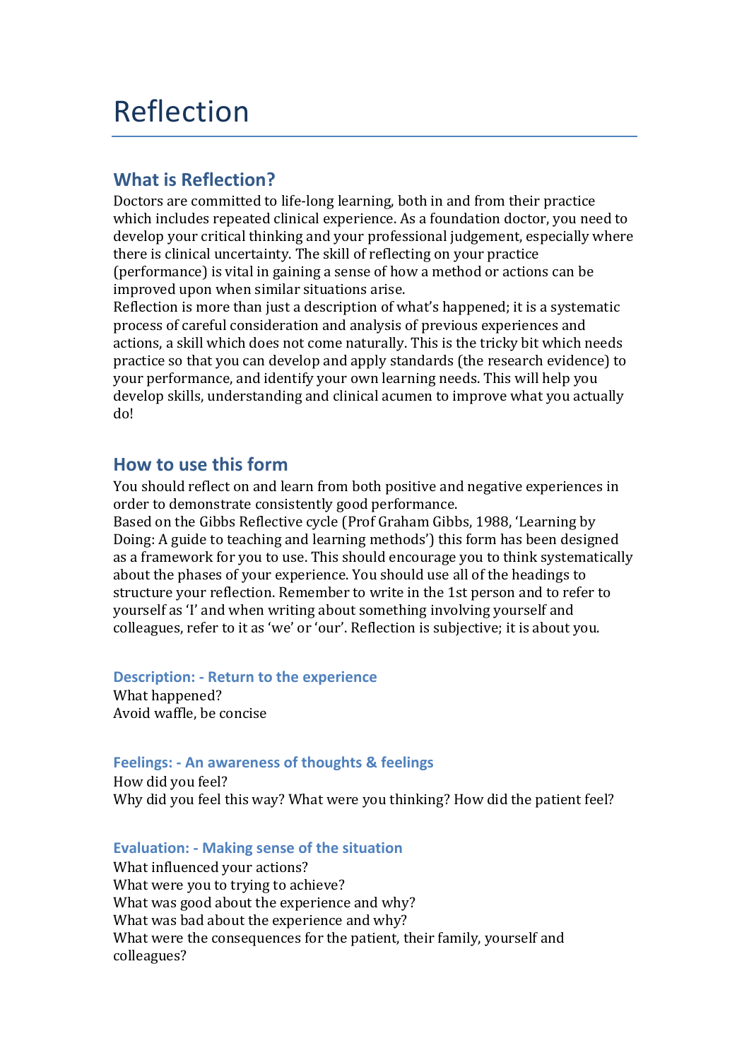# Reflection

## What is Reflection?

Doctors are committed to life-long learning, both in and from their practice which includes repeated clinical experience. As a foundation doctor, you need to develop your critical thinking and your professional judgement, especially where there is clinical uncertainty. The skill of reflecting on your practice (performance) is vital in gaining a sense of how a method or actions can be improved upon when similar situations arise.

Reflection is more than just a description of what's happened; it is a systematic process of careful consideration and analysis of previous experiences and actions, a skill which does not come naturally. This is the tricky bit which needs practice so that you can develop and apply standards (the research evidence) to your performance, and identify your own learning needs. This will help you develop skills, understanding and clinical acumen to improve what you actually do!

## How to use this form

You should reflect on and learn from both positive and negative experiences in order to demonstrate consistently good performance.

Based on the Gibbs Reflective cycle (Prof Graham Gibbs, 1988, 'Learning by Doing: A guide to teaching and learning methods') this form has been designed as a framework for you to use. This should encourage you to think systematically about the phases of your experience. You should use all of the headings to structure your reflection. Remember to write in the 1st person and to refer to yourself as 'I' and when writing about something involving yourself and colleagues, refer to it as 'we' or 'our'. Reflection is subjective; it is about you.

### Description: - Return to the experience

What happened?
Avoid waffle, be concise

### Feelings: - An awareness of thoughts & feelings

How did you feel?
Why did you feel this way? What were you thinking? How did the patient feel?

### Evaluation: - Making sense of the situation

What influenced your actions?
What were you to trying to achieve?
What was good about the experience and why?
What was bad about the experience and why?
What were the consequences for the patient, their family, yourself and colleagues?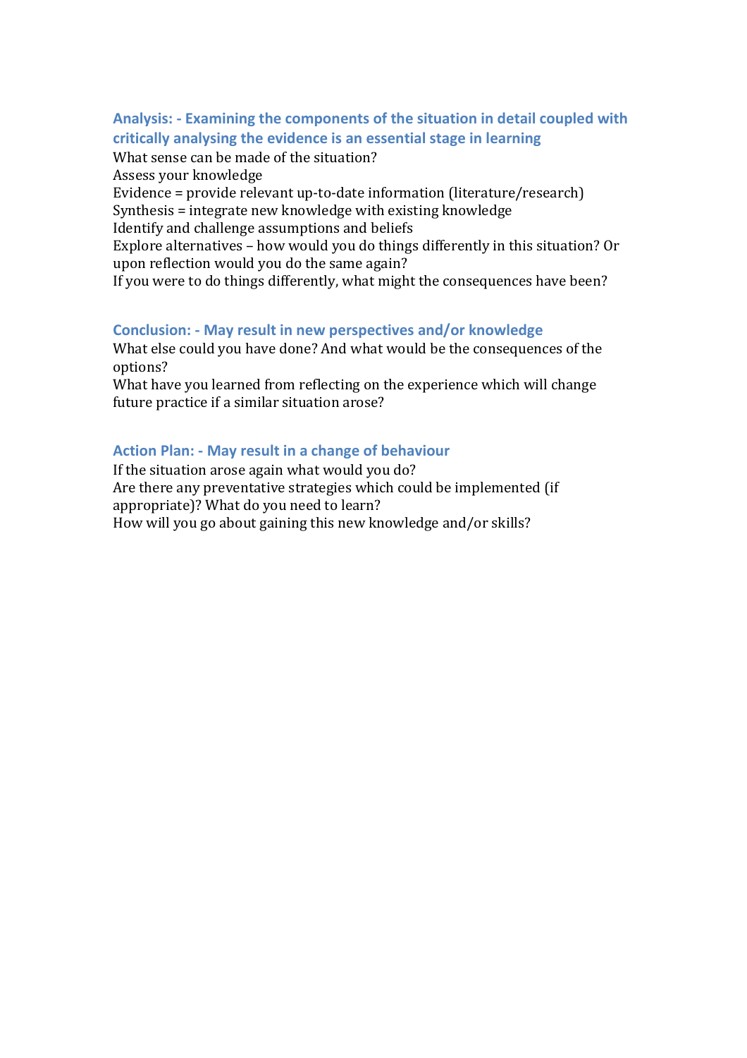**Analysis: - Examining the components of the situation in detail coupled with critically analysing the evidence is an essential stage in learning**

What sense can be made of the situation?
Assess your knowledge
Evidence = provide relevant up-to-date information (literature/research)
Synthesis = integrate new knowledge with existing knowledge
Identify and challenge assumptions and beliefs
Explore alternatives – how would you do things differently in this situation? Or upon reflection would you do the same again?
If you were to do things differently, what might the consequences have been?

**Conclusion: - May result in new perspectives and/or knowledge**

What else could you have done? And what would be the consequences of the options?
What have you learned from reflecting on the experience which will change future practice if a similar situation arose?

**Action Plan: - May result in a change of behaviour**

If the situation arose again what would you do?
Are there any preventative strategies which could be implemented (if appropriate)? What do you need to learn?
How will you go about gaining this new knowledge and/or skills?